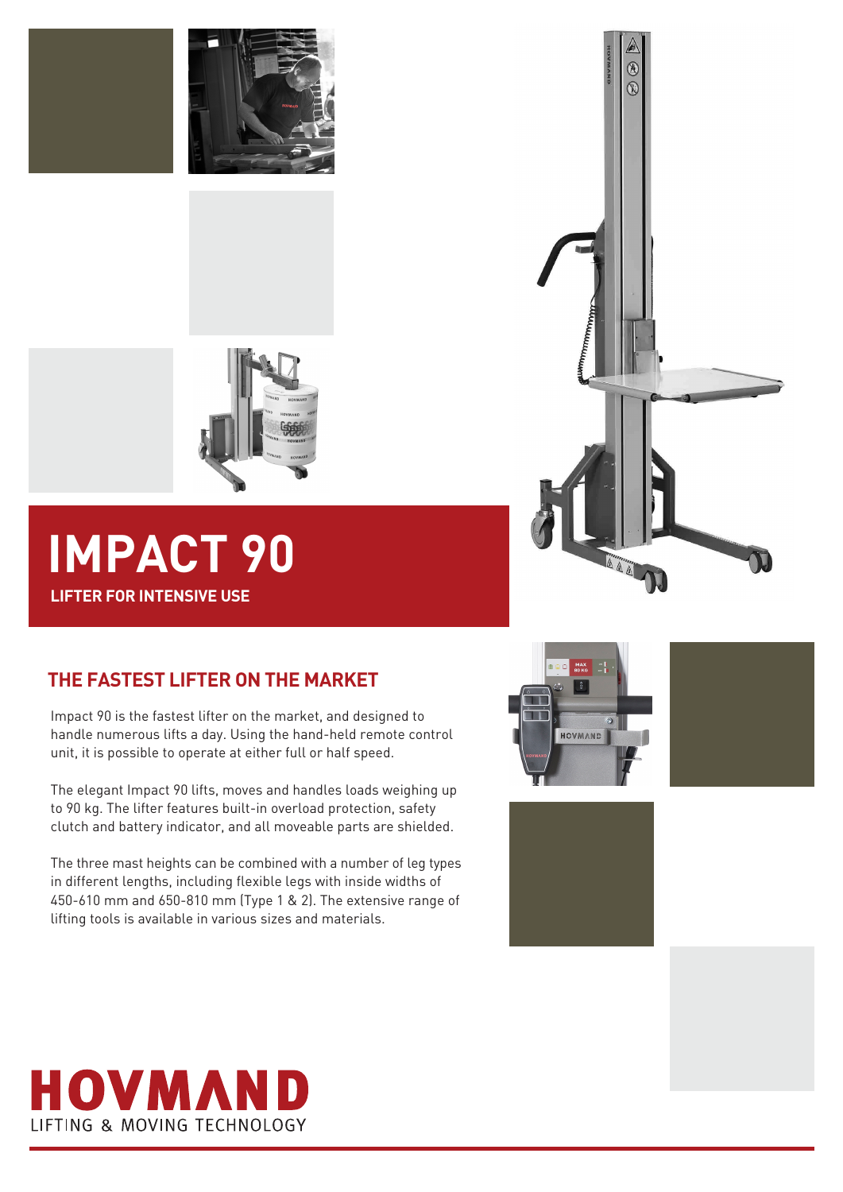# IMPACT 90

**LIFTER FOR INTENSIVE USE**

## THE FASTEST LIFTER ON THE MARKET

Impact 90 is the fastest lifter on the market, and designed to handle numerous lifts a day. Using the hand-held remote control unit, it is possible to operate at either full or half speed.

The elegant Impact 90 lifts, moves and handles loads weighing up to 90 kg. The lifter features built-in overload protection, safety clutch and battery indicator, and all moveable parts are shielded.

The three mast heights can be combined with a number of leg types in different lengths, including flexible legs with inside widths of 450-610 mm and 650-810 mm (Type 1 & 2). The extensive range of lifting tools is available in various sizes and materials.

**HOVMAND**
LIFTING & MOVING TECHNOLOGY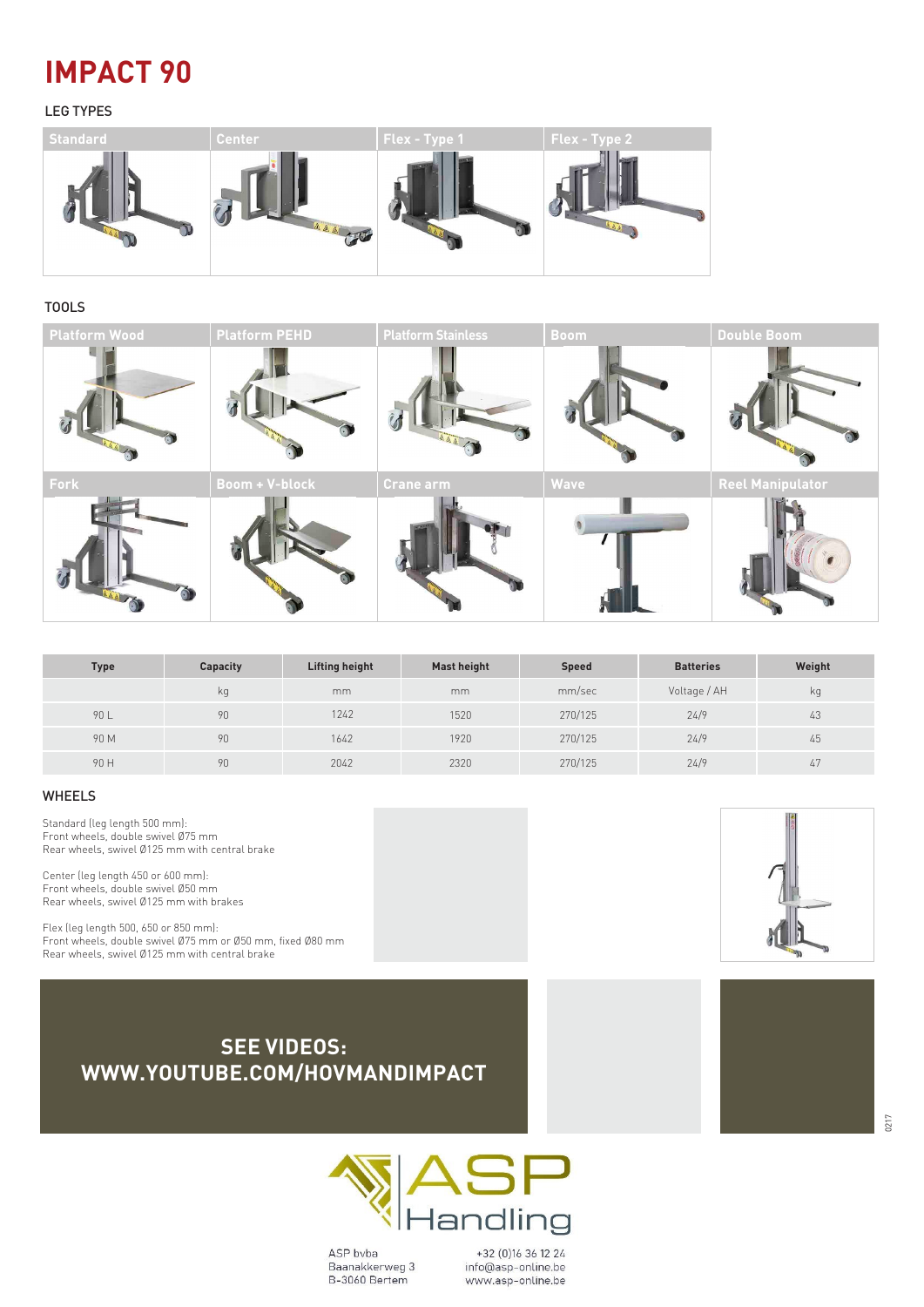# IMPACT 90

## LEG TYPES

Standard | Center | Flex - Type 1 | Flex - Type 2

## TOOLS

Platform Wood | Platform PEHD | Platform Stainless | Boom | Double Boom

Fork | Boom + V-block | Crane arm | Wave | Reel Manipulator

| Type | Capacity | Lifting height | Mast height | Speed | Batteries | Weight |
|---|---|---|---|---|---|---|
| | kg | mm | mm | mm/sec | Voltage / AH | kg |
| 90 L | 90 | 1242 | 1520 | 270/125 | 24/9 | 43 |
| 90 M | 90 | 1642 | 1920 | 270/125 | 24/9 | 45 |
| 90 H | 90 | 2042 | 2320 | 270/125 | 24/9 | 47 |

## WHEELS

Standard (leg length 500 mm):
Front wheels, double swivel Ø75 mm
Rear wheels, swivel Ø125 mm with central brake

Center (leg length 450 or 600 mm):
Front wheels, double swivel Ø50 mm
Rear wheels, swivel Ø125 mm with brakes

Flex (leg length 500, 650 or 850 mm):
Front wheels, double swivel Ø75 mm or Ø50 mm, fixed Ø80 mm
Rear wheels, swivel Ø125 mm with central brake

**SEE VIDEOS:
WWW.YOUTUBE.COM/HOVMANDIMPACT**

ASP Handling

ASP bvba
Baanakkerweg 3
B-3060 Bertem

+32 (0)16 36 12 24
info@asp-online.be
www.asp-online.be